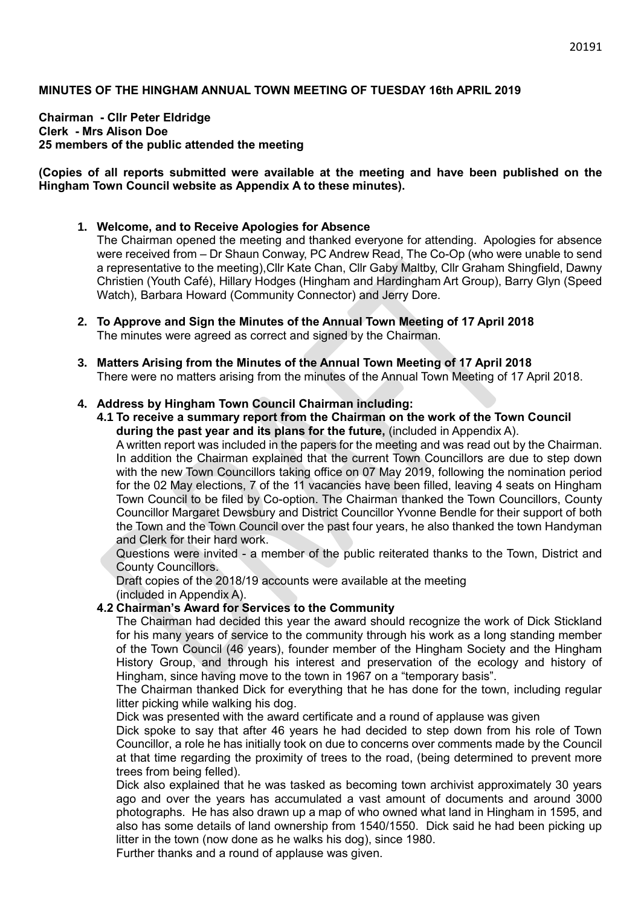**MINUTES OF THE HINGHAM ANNUAL TOWN MEETING OF TUESDAY 16th APRIL 2019**

**Chairman - Cllr Peter Eldridge**
**Clerk - Mrs Alison Doe**
**25 members of the public attended the meeting**

**(Copies of all reports submitted were available at the meeting and have been published on the Hingham Town Council website as Appendix A to these minutes).**

1. **Welcome, and to Receive Apologies for Absence**
   The Chairman opened the meeting and thanked everyone for attending. Apologies for absence were received from – Dr Shaun Conway, PC Andrew Read, The Co-Op (who were unable to send a representative to the meeting),Cllr Kate Chan, Cllr Gaby Maltby, Cllr Graham Shingfield, Dawny Christien (Youth Café), Hillary Hodges (Hingham and Hardingham Art Group), Barry Glyn (Speed Watch), Barbara Howard (Community Connector) and Jerry Dore.

2. **To Approve and Sign the Minutes of the Annual Town Meeting of 17 April 2018**
   The minutes were agreed as correct and signed by the Chairman.

3. **Matters Arising from the Minutes of the Annual Town Meeting of 17 April 2018**
   There were no matters arising from the minutes of the Annual Town Meeting of 17 April 2018.

4. **Address by Hingham Town Council Chairman including:**
   **4.1 To receive a summary report from the Chairman on the work of the Town Council during the past year and its plans for the future,** (included in Appendix A).
   A written report was included in the papers for the meeting and was read out by the Chairman. In addition the Chairman explained that the current Town Councillors are due to step down with the new Town Councillors taking office on 07 May 2019, following the nomination period for the 02 May elections, 7 of the 11 vacancies have been filled, leaving 4 seats on Hingham Town Council to be filed by Co-option. The Chairman thanked the Town Councillors, County Councillor Margaret Dewsbury and District Councillor Yvonne Bendle for their support of both the Town and the Town Council over the past four years, he also thanked the town Handyman and Clerk for their hard work.
   Questions were invited - a member of the public reiterated thanks to the Town, District and County Councillors.
   Draft copies of the 2018/19 accounts were available at the meeting
   (included in Appendix A).

   **4.2 Chairman's Award for Services to the Community**
   The Chairman had decided this year the award should recognize the work of Dick Stickland for his many years of service to the community through his work as a long standing member of the Town Council (46 years), founder member of the Hingham Society and the Hingham History Group, and through his interest and preservation of the ecology and history of Hingham, since having move to the town in 1967 on a "temporary basis".
   The Chairman thanked Dick for everything that he has done for the town, including regular litter picking while walking his dog.
   Dick was presented with the award certificate and a round of applause was given
   Dick spoke to say that after 46 years he had decided to step down from his role of Town Councillor, a role he has initially took on due to concerns over comments made by the Council at that time regarding the proximity of trees to the road, (being determined to prevent more trees from being felled).
   Dick also explained that he was tasked as becoming town archivist approximately 30 years ago and over the years has accumulated a vast amount of documents and around 3000 photographs. He has also drawn up a map of who owned what land in Hingham in 1595, and also has some details of land ownership from 1540/1550. Dick said he had been picking up litter in the town (now done as he walks his dog), since 1980.
   Further thanks and a round of applause was given.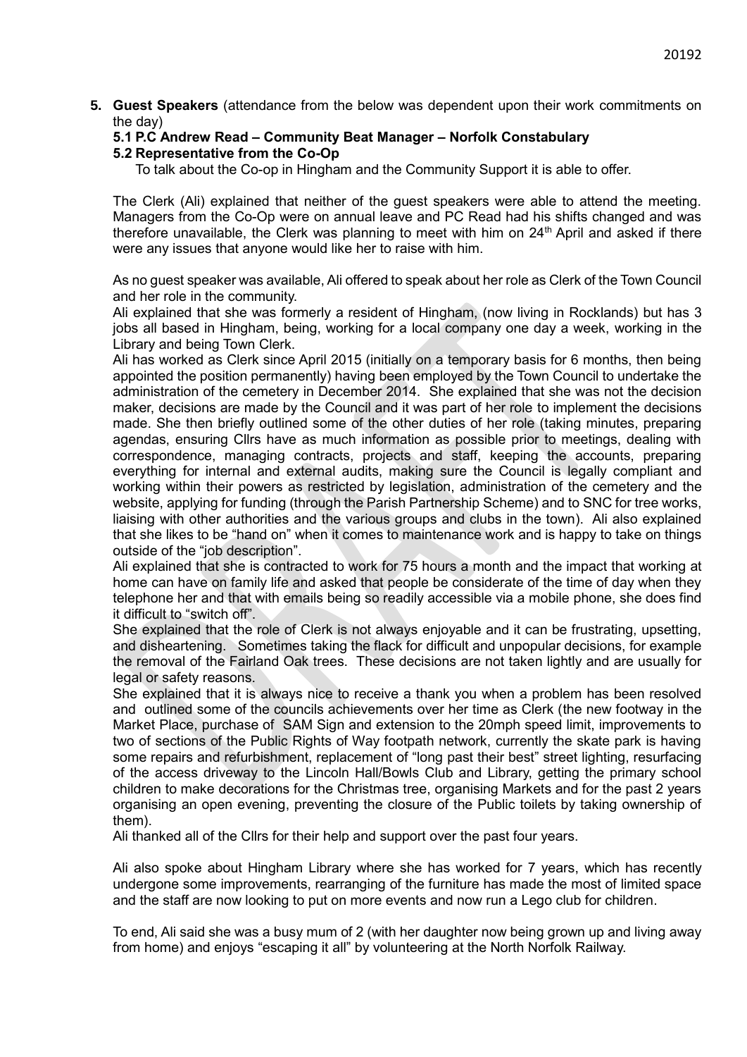5. **Guest Speakers** (attendance from the below was dependent upon their work commitments on the day)

**5.1 P.C Andrew Read – Community Beat Manager – Norfolk Constabulary**

**5.2 Representative from the Co-Op**

To talk about the Co-op in Hingham and the Community Support it is able to offer.

The Clerk (Ali) explained that neither of the guest speakers were able to attend the meeting. Managers from the Co-Op were on annual leave and PC Read had his shifts changed and was therefore unavailable, the Clerk was planning to meet with him on 24th April and asked if there were any issues that anyone would like her to raise with him.

As no guest speaker was available, Ali offered to speak about her role as Clerk of the Town Council and her role in the community.

Ali explained that she was formerly a resident of Hingham, (now living in Rocklands) but has 3 jobs all based in Hingham, being, working for a local company one day a week, working in the Library and being Town Clerk.

Ali has worked as Clerk since April 2015 (initially on a temporary basis for 6 months, then being appointed the position permanently) having been employed by the Town Council to undertake the administration of the cemetery in December 2014. She explained that she was not the decision maker, decisions are made by the Council and it was part of her role to implement the decisions made. She then briefly outlined some of the other duties of her role (taking minutes, preparing agendas, ensuring Cllrs have as much information as possible prior to meetings, dealing with correspondence, managing contracts, projects and staff, keeping the accounts, preparing everything for internal and external audits, making sure the Council is legally compliant and working within their powers as restricted by legislation, administration of the cemetery and the website, applying for funding (through the Parish Partnership Scheme) and to SNC for tree works, liaising with other authorities and the various groups and clubs in the town). Ali also explained that she likes to be "hand on" when it comes to maintenance work and is happy to take on things outside of the "job description".

Ali explained that she is contracted to work for 75 hours a month and the impact that working at home can have on family life and asked that people be considerate of the time of day when they telephone her and that with emails being so readily accessible via a mobile phone, she does find it difficult to "switch off".

She explained that the role of Clerk is not always enjoyable and it can be frustrating, upsetting, and disheartening. Sometimes taking the flack for difficult and unpopular decisions, for example the removal of the Fairland Oak trees. These decisions are not taken lightly and are usually for legal or safety reasons.

She explained that it is always nice to receive a thank you when a problem has been resolved and outlined some of the councils achievements over her time as Clerk (the new footway in the Market Place, purchase of SAM Sign and extension to the 20mph speed limit, improvements to two of sections of the Public Rights of Way footpath network, currently the skate park is having some repairs and refurbishment, replacement of "long past their best" street lighting, resurfacing of the access driveway to the Lincoln Hall/Bowls Club and Library, getting the primary school children to make decorations for the Christmas tree, organising Markets and for the past 2 years organising an open evening, preventing the closure of the Public toilets by taking ownership of them).

Ali thanked all of the Cllrs for their help and support over the past four years.

Ali also spoke about Hingham Library where she has worked for 7 years, which has recently undergone some improvements, rearranging of the furniture has made the most of limited space and the staff are now looking to put on more events and now run a Lego club for children.

To end, Ali said she was a busy mum of 2 (with her daughter now being grown up and living away from home) and enjoys "escaping it all" by volunteering at the North Norfolk Railway.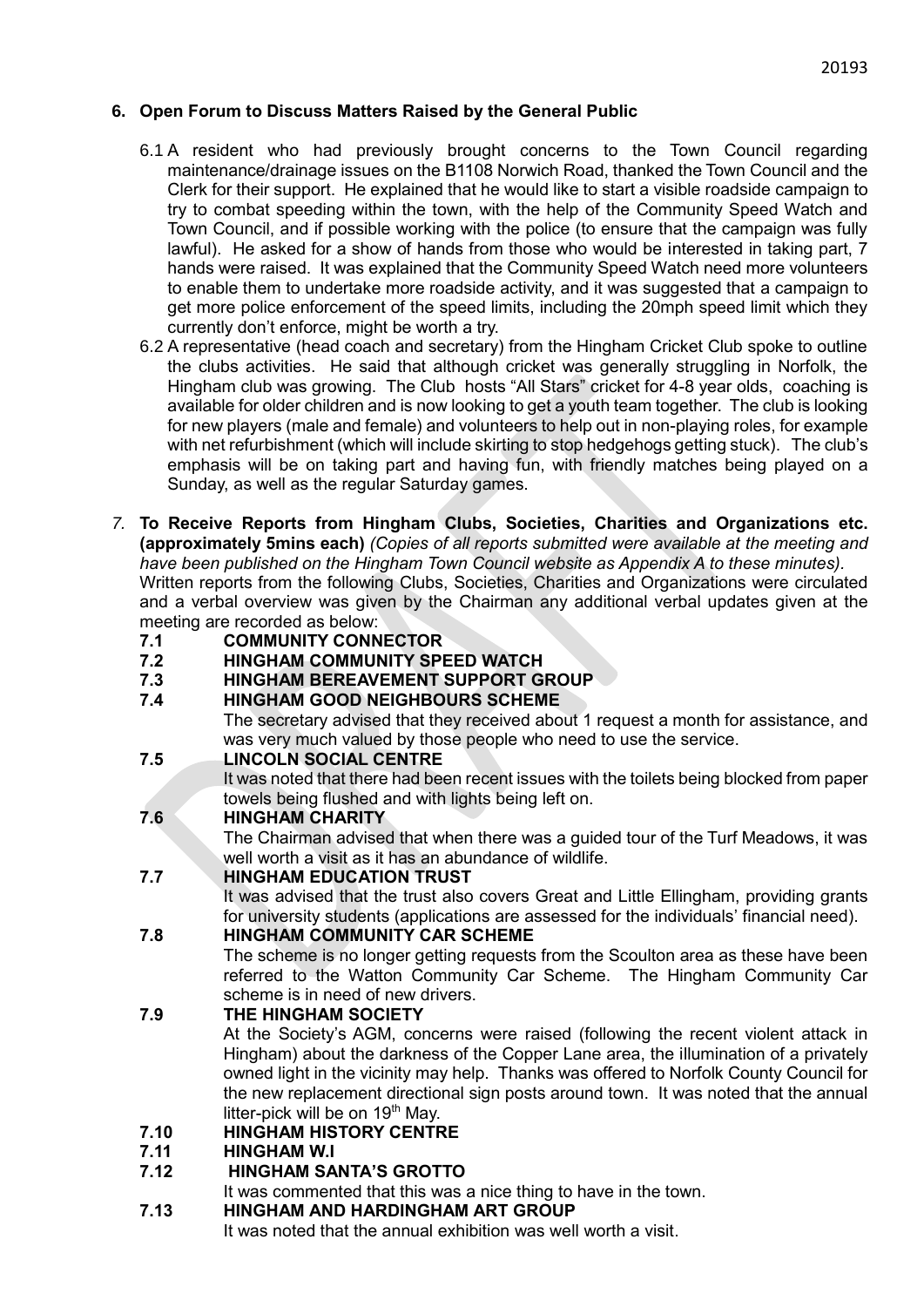## 6. Open Forum to Discuss Matters Raised by the General Public

6.1 A resident who had previously brought concerns to the Town Council regarding maintenance/drainage issues on the B1108 Norwich Road, thanked the Town Council and the Clerk for their support. He explained that he would like to start a visible roadside campaign to try to combat speeding within the town, with the help of the Community Speed Watch and Town Council, and if possible working with the police (to ensure that the campaign was fully lawful). He asked for a show of hands from those who would be interested in taking part, 7 hands were raised. It was explained that the Community Speed Watch need more volunteers to enable them to undertake more roadside activity, and it was suggested that a campaign to get more police enforcement of the speed limits, including the 20mph speed limit which they currently don't enforce, might be worth a try.

6.2 A representative (head coach and secretary) from the Hingham Cricket Club spoke to outline the clubs activities. He said that although cricket was generally struggling in Norfolk, the Hingham club was growing. The Club hosts "All Stars" cricket for 4-8 year olds, coaching is available for older children and is now looking to get a youth team together. The club is looking for new players (male and female) and volunteers to help out in non-playing roles, for example with net refurbishment (which will include skirting to stop hedgehogs getting stuck). The club's emphasis will be on taking part and having fun, with friendly matches being played on a Sunday, as well as the regular Saturday games.

## 7. To Receive Reports from Hingham Clubs, Societies, Charities and Organizations etc. (approximately 5mins each)

*(Copies of all reports submitted were available at the meeting and have been published on the Hingham Town Council website as Appendix A to these minutes).*

Written reports from the following Clubs, Societies, Charities and Organizations were circulated and a verbal overview was given by the Chairman any additional verbal updates given at the meeting are recorded as below:

**7.1 COMMUNITY CONNECTOR**

**7.2 HINGHAM COMMUNITY SPEED WATCH**

**7.3 HINGHAM BEREAVEMENT SUPPORT GROUP**

**7.4 HINGHAM GOOD NEIGHBOURS SCHEME**

The secretary advised that they received about 1 request a month for assistance, and was very much valued by those people who need to use the service.

**7.5 LINCOLN SOCIAL CENTRE**

It was noted that there had been recent issues with the toilets being blocked from paper towels being flushed and with lights being left on.

**7.6 HINGHAM CHARITY**

The Chairman advised that when there was a guided tour of the Turf Meadows, it was well worth a visit as it has an abundance of wildlife.

**7.7 HINGHAM EDUCATION TRUST**

It was advised that the trust also covers Great and Little Ellingham, providing grants for university students (applications are assessed for the individuals' financial need).

**7.8 HINGHAM COMMUNITY CAR SCHEME**

The scheme is no longer getting requests from the Scoulton area as these have been referred to the Watton Community Car Scheme. The Hingham Community Car scheme is in need of new drivers.

**7.9 THE HINGHAM SOCIETY**

At the Society's AGM, concerns were raised (following the recent violent attack in Hingham) about the darkness of the Copper Lane area, the illumination of a privately owned light in the vicinity may help. Thanks was offered to Norfolk County Council for the new replacement directional sign posts around town. It was noted that the annual litter-pick will be on 19th May.

**7.10 HINGHAM HISTORY CENTRE**

**7.11 HINGHAM W.I**

**7.12 HINGHAM SANTA'S GROTTO**

It was commented that this was a nice thing to have in the town.

**7.13 HINGHAM AND HARDINGHAM ART GROUP**

It was noted that the annual exhibition was well worth a visit.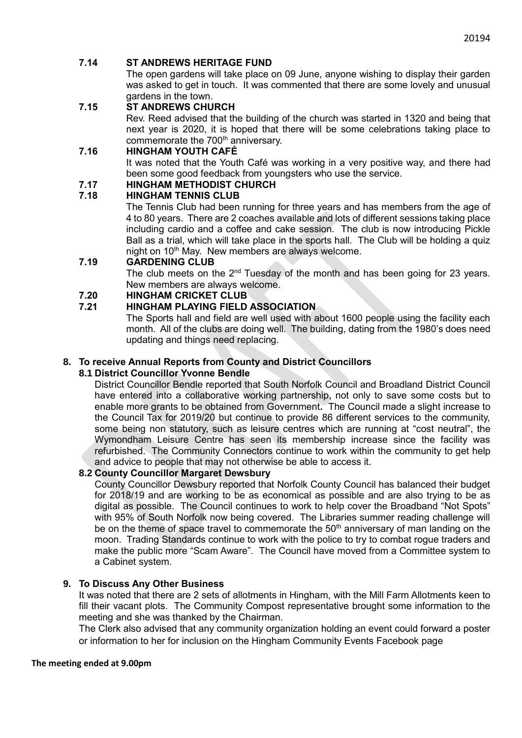### 7.14 ST ANDREWS HERITAGE FUND

The open gardens will take place on 09 June, anyone wishing to display their garden was asked to get in touch. It was commented that there are some lovely and unusual gardens in the town.

### 7.15 ST ANDREWS CHURCH

Rev. Reed advised that the building of the church was started in 1320 and being that next year is 2020, it is hoped that there will be some celebrations taking place to commemorate the 700th anniversary.

### 7.16 HINGHAM YOUTH CAFÉ

It was noted that the Youth Café was working in a very positive way, and there had been some good feedback from youngsters who use the service.

### 7.17 HINGHAM METHODIST CHURCH

### 7.18 HINGHAM TENNIS CLUB

The Tennis Club had been running for three years and has members from the age of 4 to 80 years. There are 2 coaches available and lots of different sessions taking place including cardio and a coffee and cake session. The club is now introducing Pickle Ball as a trial, which will take place in the sports hall. The Club will be holding a quiz night on 10th May. New members are always welcome.

### 7.19 GARDENING CLUB

The club meets on the 2nd Tuesday of the month and has been going for 23 years. New members are always welcome.

### 7.20 HINGHAM CRICKET CLUB

### 7.21 HINGHAM PLAYING FIELD ASSOCIATION

The Sports hall and field are well used with about 1600 people using the facility each month. All of the clubs are doing well. The building, dating from the 1980's does need updating and things need replacing.

## 8. To receive Annual Reports from County and District Councillors

### 8.1 District Councillor Yvonne Bendle

District Councillor Bendle reported that South Norfolk Council and Broadland District Council have entered into a collaborative working partnership, not only to save some costs but to enable more grants to be obtained from Government. The Council made a slight increase to the Council Tax for 2019/20 but continue to provide 86 different services to the community, some being non statutory, such as leisure centres which are running at "cost neutral", the Wymondham Leisure Centre has seen its membership increase since the facility was refurbished. The Community Connectors continue to work within the community to get help and advice to people that may not otherwise be able to access it.

### 8.2 County Councillor Margaret Dewsbury

County Councillor Dewsbury reported that Norfolk County Council has balanced their budget for 2018/19 and are working to be as economical as possible and are also trying to be as digital as possible. The Council continues to work to help cover the Broadband "Not Spots" with 95% of South Norfolk now being covered. The Libraries summer reading challenge will be on the theme of space travel to commemorate the 50th anniversary of man landing on the moon. Trading Standards continue to work with the police to try to combat rogue traders and make the public more "Scam Aware". The Council have moved from a Committee system to a Cabinet system.

## 9. To Discuss Any Other Business

It was noted that there are 2 sets of allotments in Hingham, with the Mill Farm Allotments keen to fill their vacant plots. The Community Compost representative brought some information to the meeting and she was thanked by the Chairman.

The Clerk also advised that any community organization holding an event could forward a poster or information to her for inclusion on the Hingham Community Events Facebook page

**The meeting ended at 9.00pm**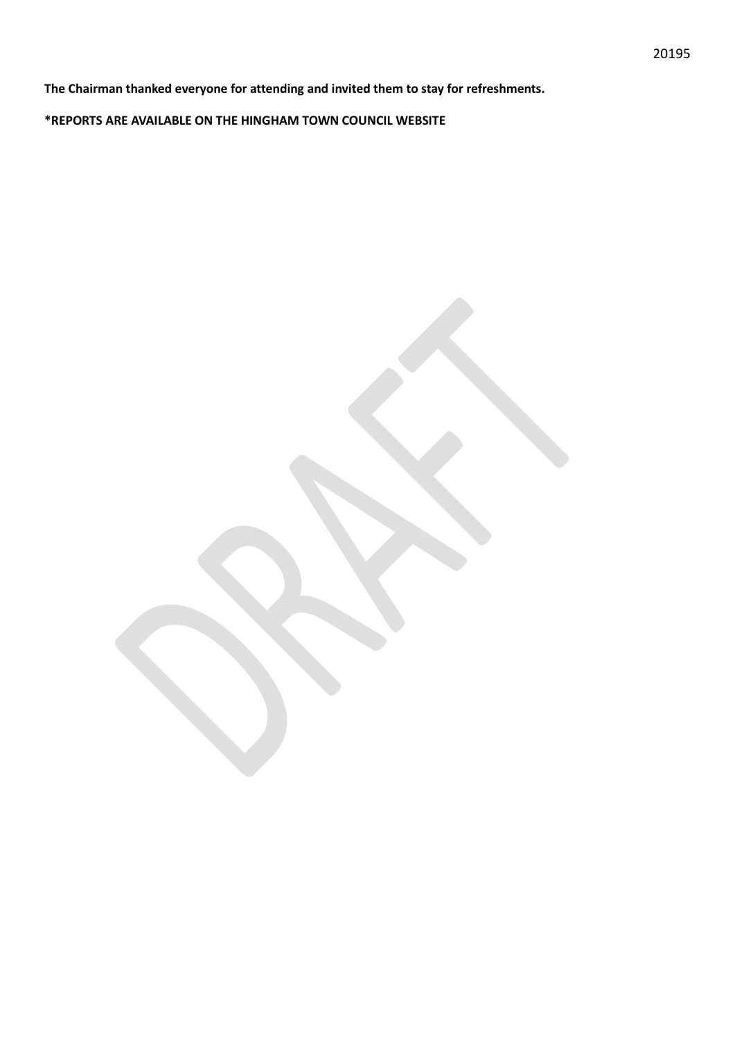**The Chairman thanked everyone for attending and invited them to stay for refreshments.**

**\*REPORTS ARE AVAILABLE ON THE HINGHAM TOWN COUNCIL WEBSITE**